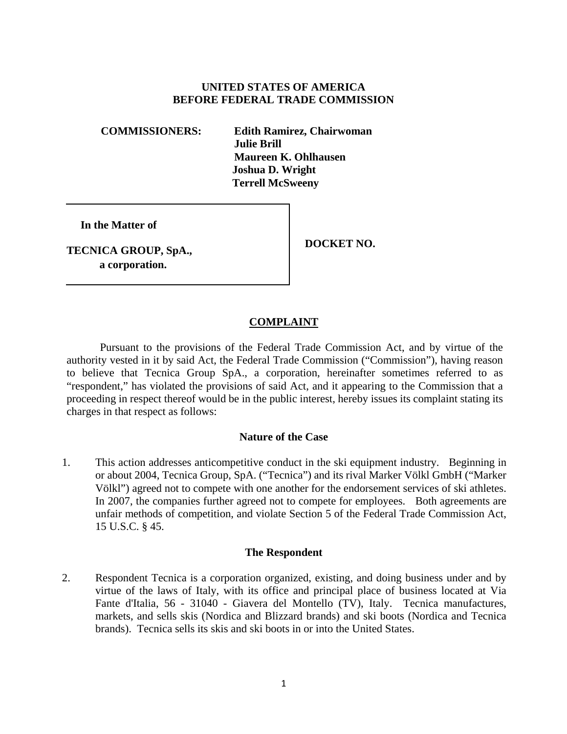**UNITED STATES OF AMERICA**
**BEFORE FEDERAL TRADE COMMISSION**

**COMMISSIONERS:** **Edith Ramirez, Chairwoman**
**Julie Brill**
**Maureen K. Ohlhausen**
**Joshua D. Wright**
**Terrell McSweeny**

| **In the Matter of**<br><br>**TECNICA GROUP, SpA.,**<br>**a corporation.** | **DOCKET NO.** |
|---|---|

## COMPLAINT

Pursuant to the provisions of the Federal Trade Commission Act, and by virtue of the authority vested in it by said Act, the Federal Trade Commission ("Commission"), having reason to believe that Tecnica Group SpA., a corporation, hereinafter sometimes referred to as "respondent," has violated the provisions of said Act, and it appearing to the Commission that a proceeding in respect thereof would be in the public interest, hereby issues its complaint stating its charges in that respect as follows:

### Nature of the Case

1. This action addresses anticompetitive conduct in the ski equipment industry. Beginning in or about 2004, Tecnica Group, SpA. ("Tecnica") and its rival Marker Völkl GmbH ("Marker Völkl") agreed not to compete with one another for the endorsement services of ski athletes. In 2007, the companies further agreed not to compete for employees. Both agreements are unfair methods of competition, and violate Section 5 of the Federal Trade Commission Act, 15 U.S.C. § 45.

### The Respondent

2. Respondent Tecnica is a corporation organized, existing, and doing business under and by virtue of the laws of Italy, with its office and principal place of business located at Via Fante d'Italia, 56 - 31040 - Giavera del Montello (TV), Italy. Tecnica manufactures, markets, and sells skis (Nordica and Blizzard brands) and ski boots (Nordica and Tecnica brands). Tecnica sells its skis and ski boots in or into the United States.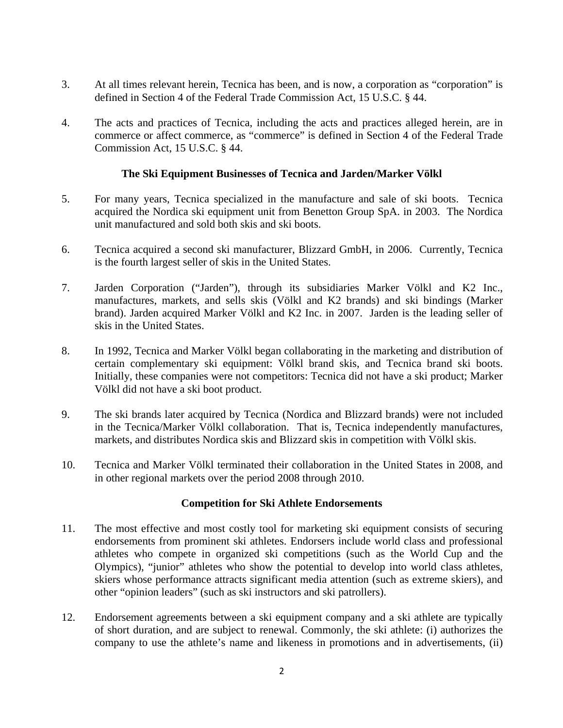3. At all times relevant herein, Tecnica has been, and is now, a corporation as "corporation" is defined in Section 4 of the Federal Trade Commission Act, 15 U.S.C. § 44.

4. The acts and practices of Tecnica, including the acts and practices alleged herein, are in commerce or affect commerce, as "commerce" is defined in Section 4 of the Federal Trade Commission Act, 15 U.S.C. § 44.

### The Ski Equipment Businesses of Tecnica and Jarden/Marker Völkl

5. For many years, Tecnica specialized in the manufacture and sale of ski boots. Tecnica acquired the Nordica ski equipment unit from Benetton Group SpA. in 2003. The Nordica unit manufactured and sold both skis and ski boots.

6. Tecnica acquired a second ski manufacturer, Blizzard GmbH, in 2006. Currently, Tecnica is the fourth largest seller of skis in the United States.

7. Jarden Corporation ("Jarden"), through its subsidiaries Marker Völkl and K2 Inc., manufactures, markets, and sells skis (Völkl and K2 brands) and ski bindings (Marker brand). Jarden acquired Marker Völkl and K2 Inc. in 2007. Jarden is the leading seller of skis in the United States.

8. In 1992, Tecnica and Marker Völkl began collaborating in the marketing and distribution of certain complementary ski equipment: Völkl brand skis, and Tecnica brand ski boots. Initially, these companies were not competitors: Tecnica did not have a ski product; Marker Völkl did not have a ski boot product.

9. The ski brands later acquired by Tecnica (Nordica and Blizzard brands) were not included in the Tecnica/Marker Völkl collaboration. That is, Tecnica independently manufactures, markets, and distributes Nordica skis and Blizzard skis in competition with Völkl skis.

10. Tecnica and Marker Völkl terminated their collaboration in the United States in 2008, and in other regional markets over the period 2008 through 2010.

### Competition for Ski Athlete Endorsements

11. The most effective and most costly tool for marketing ski equipment consists of securing endorsements from prominent ski athletes. Endorsers include world class and professional athletes who compete in organized ski competitions (such as the World Cup and the Olympics), "junior" athletes who show the potential to develop into world class athletes, skiers whose performance attracts significant media attention (such as extreme skiers), and other "opinion leaders" (such as ski instructors and ski patrollers).

12. Endorsement agreements between a ski equipment company and a ski athlete are typically of short duration, and are subject to renewal. Commonly, the ski athlete: (i) authorizes the company to use the athlete's name and likeness in promotions and in advertisements, (ii)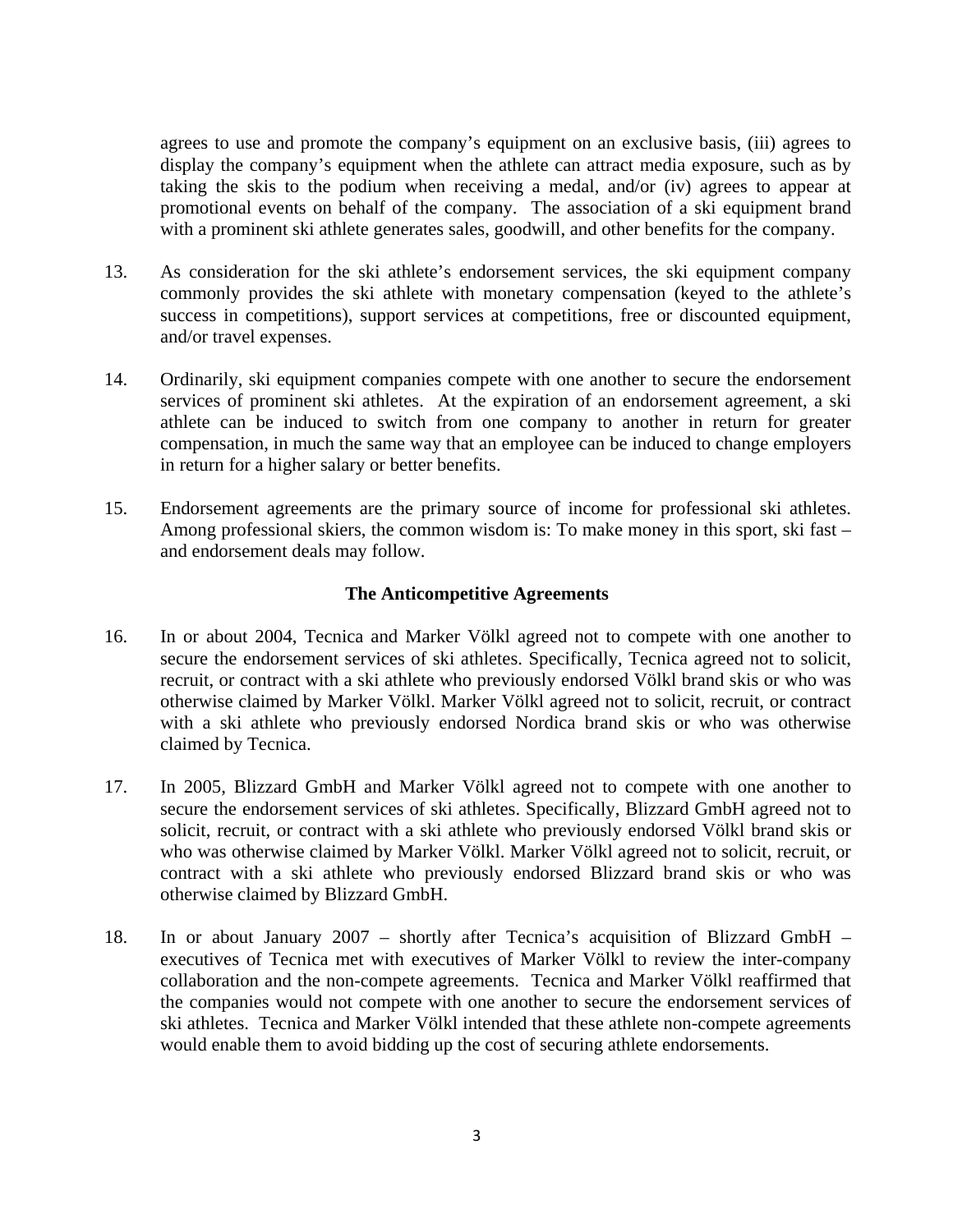agrees to use and promote the company's equipment on an exclusive basis, (iii) agrees to display the company's equipment when the athlete can attract media exposure, such as by taking the skis to the podium when receiving a medal, and/or (iv) agrees to appear at promotional events on behalf of the company. The association of a ski equipment brand with a prominent ski athlete generates sales, goodwill, and other benefits for the company.

13. As consideration for the ski athlete's endorsement services, the ski equipment company commonly provides the ski athlete with monetary compensation (keyed to the athlete's success in competitions), support services at competitions, free or discounted equipment, and/or travel expenses.

14. Ordinarily, ski equipment companies compete with one another to secure the endorsement services of prominent ski athletes. At the expiration of an endorsement agreement, a ski athlete can be induced to switch from one company to another in return for greater compensation, in much the same way that an employee can be induced to change employers in return for a higher salary or better benefits.

15. Endorsement agreements are the primary source of income for professional ski athletes. Among professional skiers, the common wisdom is: To make money in this sport, ski fast – and endorsement deals may follow.

### The Anticompetitive Agreements

16. In or about 2004, Tecnica and Marker Völkl agreed not to compete with one another to secure the endorsement services of ski athletes. Specifically, Tecnica agreed not to solicit, recruit, or contract with a ski athlete who previously endorsed Völkl brand skis or who was otherwise claimed by Marker Völkl. Marker Völkl agreed not to solicit, recruit, or contract with a ski athlete who previously endorsed Nordica brand skis or who was otherwise claimed by Tecnica.

17. In 2005, Blizzard GmbH and Marker Völkl agreed not to compete with one another to secure the endorsement services of ski athletes. Specifically, Blizzard GmbH agreed not to solicit, recruit, or contract with a ski athlete who previously endorsed Völkl brand skis or who was otherwise claimed by Marker Völkl. Marker Völkl agreed not to solicit, recruit, or contract with a ski athlete who previously endorsed Blizzard brand skis or who was otherwise claimed by Blizzard GmbH.

18. In or about January 2007 – shortly after Tecnica's acquisition of Blizzard GmbH – executives of Tecnica met with executives of Marker Völkl to review the inter-company collaboration and the non-compete agreements. Tecnica and Marker Völkl reaffirmed that the companies would not compete with one another to secure the endorsement services of ski athletes. Tecnica and Marker Völkl intended that these athlete non-compete agreements would enable them to avoid bidding up the cost of securing athlete endorsements.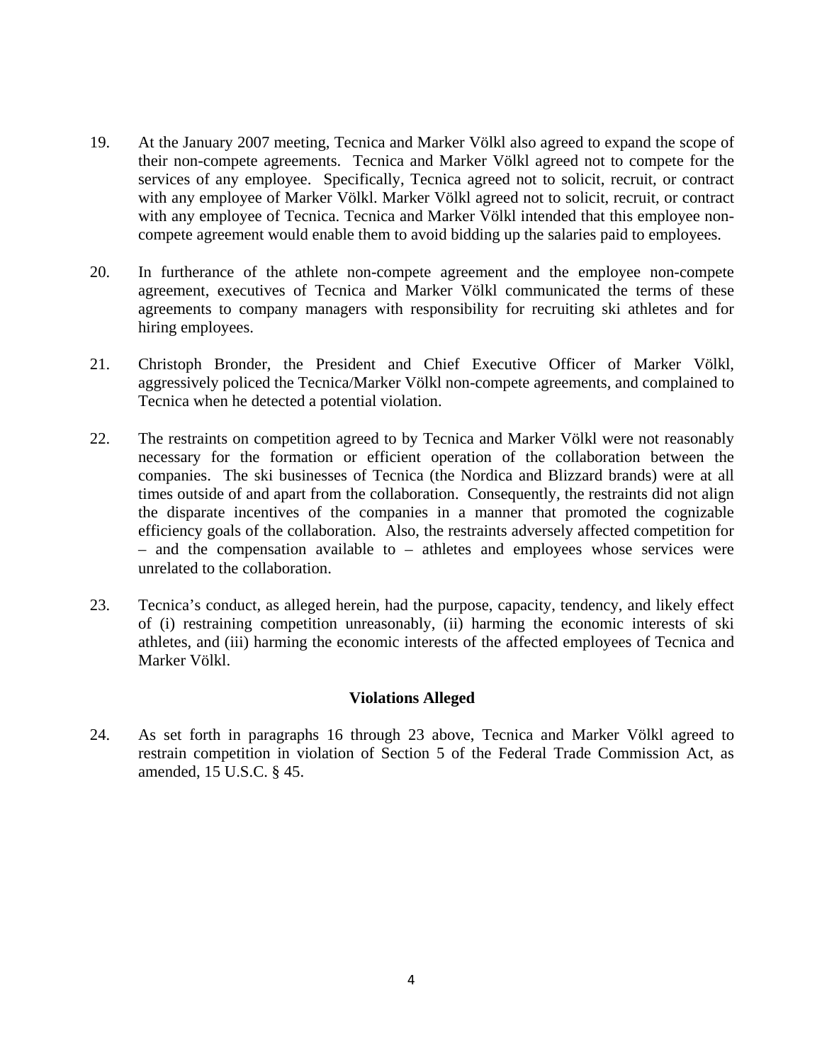19. At the January 2007 meeting, Tecnica and Marker Völkl also agreed to expand the scope of their non-compete agreements. Tecnica and Marker Völkl agreed not to compete for the services of any employee. Specifically, Tecnica agreed not to solicit, recruit, or contract with any employee of Marker Völkl. Marker Völkl agreed not to solicit, recruit, or contract with any employee of Tecnica. Tecnica and Marker Völkl intended that this employee non-compete agreement would enable them to avoid bidding up the salaries paid to employees.

20. In furtherance of the athlete non-compete agreement and the employee non-compete agreement, executives of Tecnica and Marker Völkl communicated the terms of these agreements to company managers with responsibility for recruiting ski athletes and for hiring employees.

21. Christoph Bronder, the President and Chief Executive Officer of Marker Völkl, aggressively policed the Tecnica/Marker Völkl non-compete agreements, and complained to Tecnica when he detected a potential violation.

22. The restraints on competition agreed to by Tecnica and Marker Völkl were not reasonably necessary for the formation or efficient operation of the collaboration between the companies. The ski businesses of Tecnica (the Nordica and Blizzard brands) were at all times outside of and apart from the collaboration. Consequently, the restraints did not align the disparate incentives of the companies in a manner that promoted the cognizable efficiency goals of the collaboration. Also, the restraints adversely affected competition for – and the compensation available to – athletes and employees whose services were unrelated to the collaboration.

23. Tecnica's conduct, as alleged herein, had the purpose, capacity, tendency, and likely effect of (i) restraining competition unreasonably, (ii) harming the economic interests of ski athletes, and (iii) harming the economic interests of the affected employees of Tecnica and Marker Völkl.

**Violations Alleged**

24. As set forth in paragraphs 16 through 23 above, Tecnica and Marker Völkl agreed to restrain competition in violation of Section 5 of the Federal Trade Commission Act, as amended, 15 U.S.C. § 45.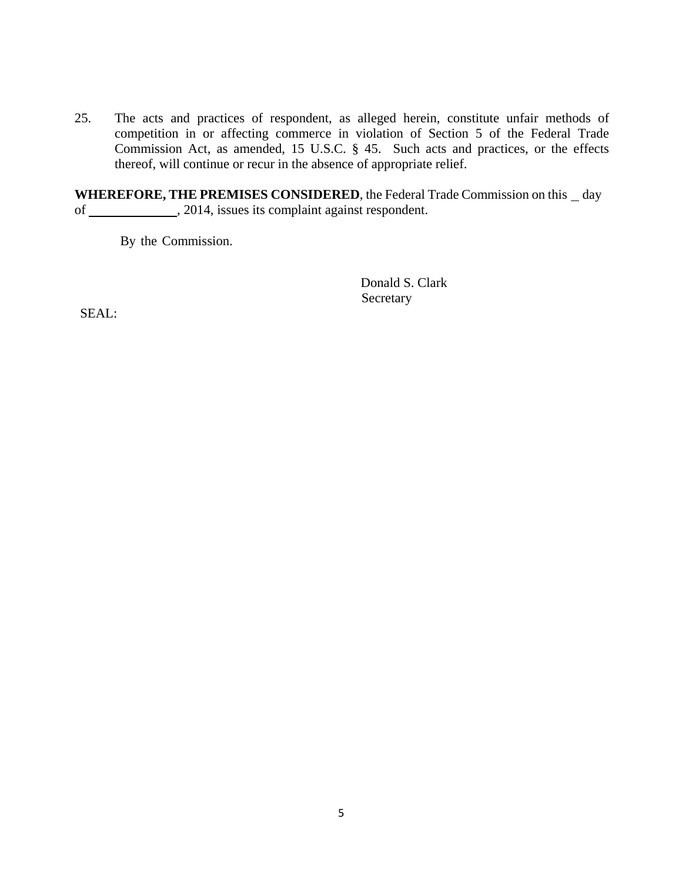25. The acts and practices of respondent, as alleged herein, constitute unfair methods of competition in or affecting commerce in violation of Section 5 of the Federal Trade Commission Act, as amended, 15 U.S.C. § 45. Such acts and practices, or the effects thereof, will continue or recur in the absence of appropriate relief.

**WHEREFORE, THE PREMISES CONSIDERED**, the Federal Trade Commission on this __ day of ______________, 2014, issues its complaint against respondent.

By the Commission.

Donald S. Clark
Secretary

SEAL: